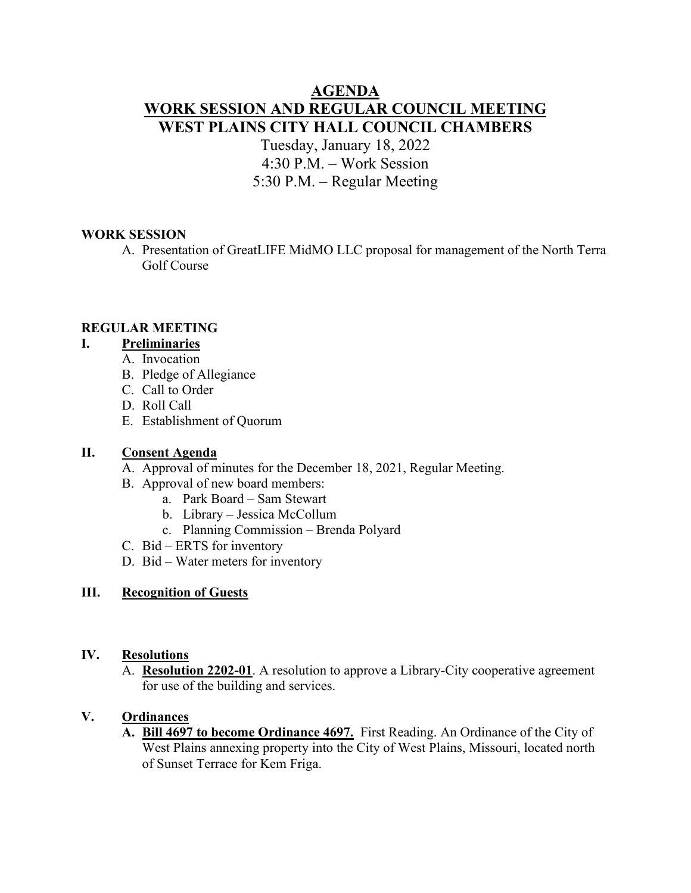# AGENDA
# WORK SESSION AND REGULAR COUNCIL MEETING
## WEST PLAINS CITY HALL COUNCIL CHAMBERS

Tuesday, January 18, 2022
4:30 P.M. – Work Session
5:30 P.M. – Regular Meeting

### WORK SESSION

A. Presentation of GreatLIFE MidMO LLC proposal for management of the North Terra Golf Course

### REGULAR MEETING

**I. Preliminaries**

A. Invocation
B. Pledge of Allegiance
C. Call to Order
D. Roll Call
E. Establishment of Quorum

**II. Consent Agenda**

A. Approval of minutes for the December 18, 2021, Regular Meeting.
B. Approval of new board members:
  a. Park Board – Sam Stewart
  b. Library – Jessica McCollum
  c. Planning Commission – Brenda Polyard
C. Bid – ERTS for inventory
D. Bid – Water meters for inventory

**III. Recognition of Guests**

**IV. Resolutions**

A. **Resolution 2202-01**. A resolution to approve a Library-City cooperative agreement for use of the building and services.

**V. Ordinances**

**A. Bill 4697 to become Ordinance 4697.** First Reading. An Ordinance of the City of West Plains annexing property into the City of West Plains, Missouri, located north of Sunset Terrace for Kem Friga.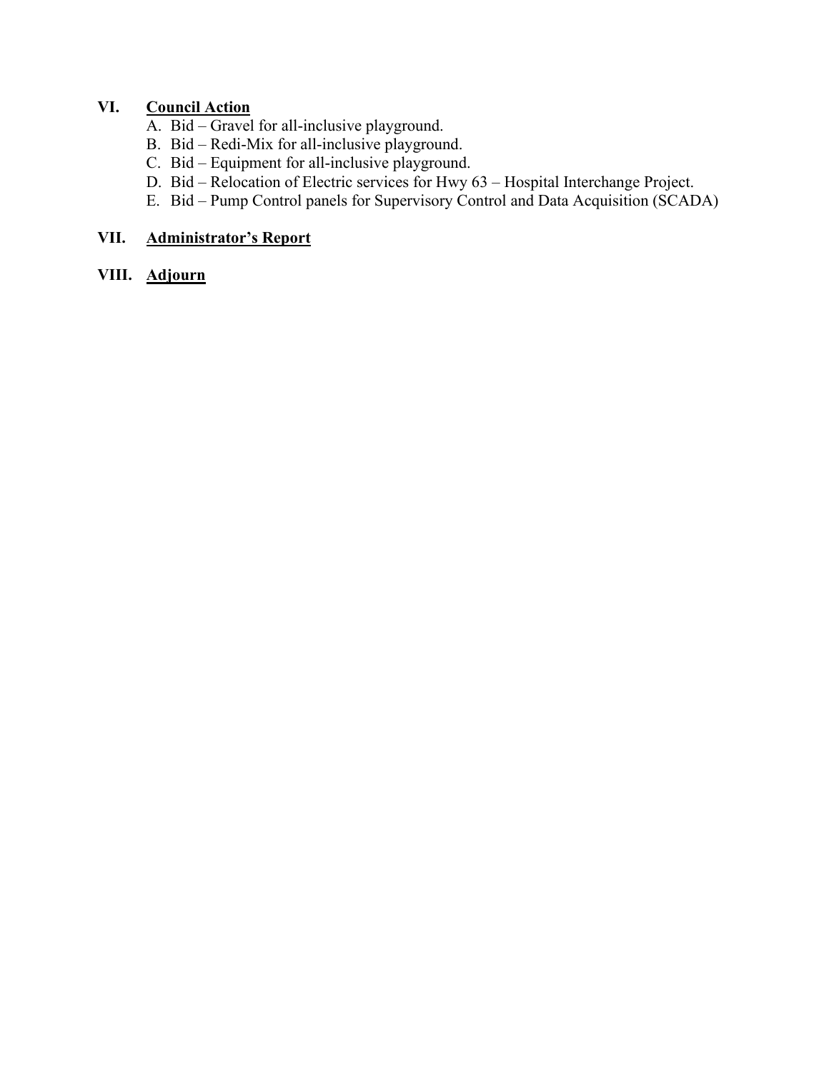## VI. Council Action

A. Bid – Gravel for all-inclusive playground.
B. Bid – Redi-Mix for all-inclusive playground.
C. Bid – Equipment for all-inclusive playground.
D. Bid – Relocation of Electric services for Hwy 63 – Hospital Interchange Project.
E. Bid – Pump Control panels for Supervisory Control and Data Acquisition (SCADA)

## VII. Administrator's Report

## VIII. Adjourn